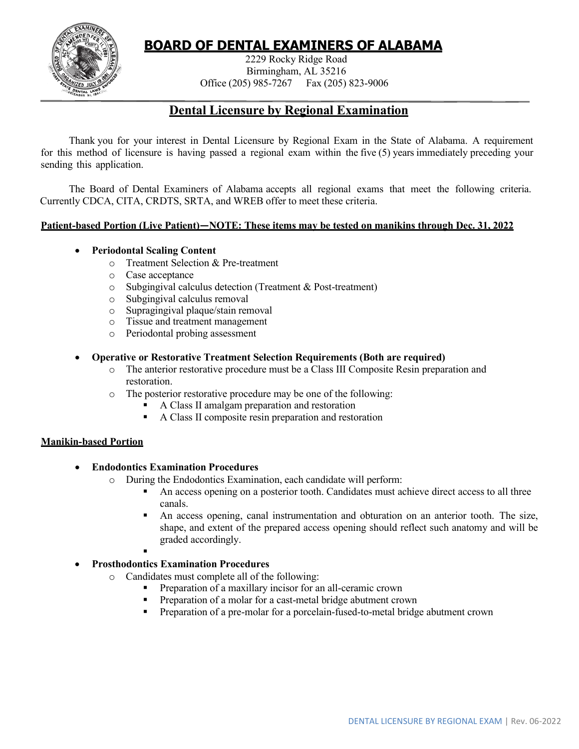# BOARD OF DENTAL EXAMINERS OF ALABAMA

2229 Rocky Ridge Road
Birmingham, AL 35216
Office (205) 985-7267 Fax (205) 823-9006

## Dental Licensure by Regional Examination

Thank you for your interest in Dental Licensure by Regional Exam in the State of Alabama. A requirement for this method of licensure is having passed a regional exam within the five (5) years immediately preceding your sending this application.

The Board of Dental Examiners of Alabama accepts all regional exams that meet the following criteria. Currently CDCA, CITA, CRDTS, SRTA, and WREB offer to meet these criteria.

**Patient-based Portion (Live Patient)—NOTE: These items may be tested on manikins through Dec. 31, 2022**

- **Periodontal Scaling Content**
  - Treatment Selection & Pre-treatment
  - Case acceptance
  - Subgingival calculus detection (Treatment & Post-treatment)
  - Subgingival calculus removal
  - Supragingival plaque/stain removal
  - Tissue and treatment management
  - Periodontal probing assessment

- **Operative or Restorative Treatment Selection Requirements (Both are required)**
  - The anterior restorative procedure must be a Class III Composite Resin preparation and restoration.
  - The posterior restorative procedure may be one of the following:
    - A Class II amalgam preparation and restoration
    - A Class II composite resin preparation and restoration

**Manikin-based Portion**

- **Endodontics Examination Procedures**
  - During the Endodontics Examination, each candidate will perform:
    - An access opening on a posterior tooth. Candidates must achieve direct access to all three canals.
    - An access opening, canal instrumentation and obturation on an anterior tooth. The size, shape, and extent of the prepared access opening should reflect such anatomy and will be graded accordingly.

- **Prosthodontics Examination Procedures**
  - Candidates must complete all of the following:
    - Preparation of a maxillary incisor for an all-ceramic crown
    - Preparation of a molar for a cast-metal bridge abutment crown
    - Preparation of a pre-molar for a porcelain-fused-to-metal bridge abutment crown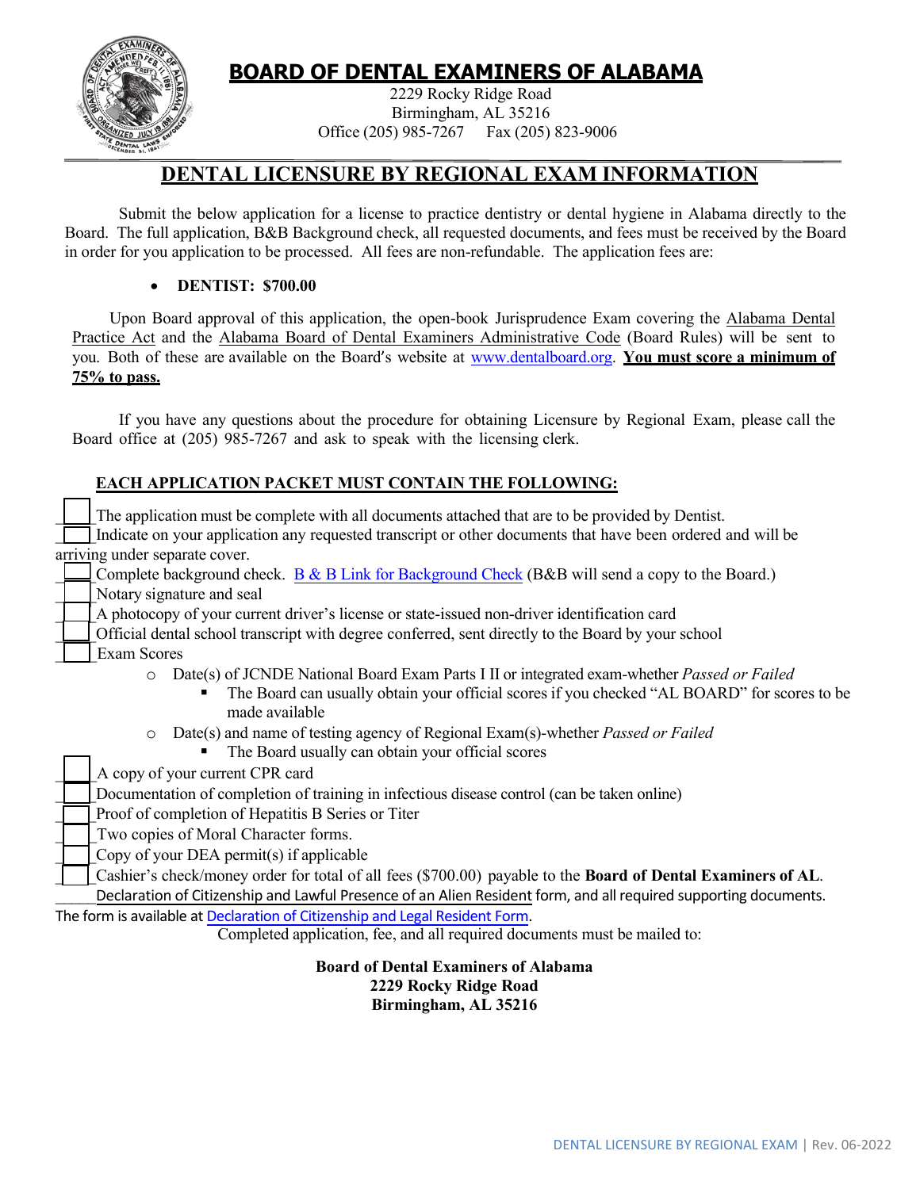# BOARD OF DENTAL EXAMINERS OF ALABAMA

2229 Rocky Ridge Road
Birmingham, AL 35216
Office (205) 985-7267 Fax (205) 823-9006

## DENTAL LICENSURE BY REGIONAL EXAM INFORMATION

Submit the below application for a license to practice dentistry or dental hygiene in Alabama directly to the Board. The full application, B&B Background check, all requested documents, and fees must be received by the Board in order for you application to be processed. All fees are non-refundable. The application fees are:

- **DENTIST: $700.00**

Upon Board approval of this application, the open-book Jurisprudence Exam covering the Alabama Dental Practice Act and the Alabama Board of Dental Examiners Administrative Code (Board Rules) will be sent to you. Both of these are available on the Board's website at www.dentalboard.org. **You must score a minimum of 75% to pass.**

If you have any questions about the procedure for obtaining Licensure by Regional Exam, please call the Board office at (205) 985-7267 and ask to speak with the licensing clerk.

### EACH APPLICATION PACKET MUST CONTAIN THE FOLLOWING:

- ☐ The application must be complete with all documents attached that are to be provided by Dentist.
- ☐ Indicate on your application any requested transcript or other documents that have been ordered and will be arriving under separate cover.
- ☐ Complete background check. B & B Link for Background Check (B&B will send a copy to the Board.)
- ☐ Notary signature and seal
- ☐ A photocopy of your current driver's license or state-issued non-driver identification card
- ☐ Official dental school transcript with degree conferred, sent directly to the Board by your school
- ☐ Exam Scores
  - Date(s) of JCNDE National Board Exam Parts I II or integrated exam-whether *Passed or Failed*
    - The Board can usually obtain your official scores if you checked "AL BOARD" for scores to be made available
  - Date(s) and name of testing agency of Regional Exam(s)-whether *Passed or Failed*
    - The Board usually can obtain your official scores
- ☐ A copy of your current CPR card
- ☐ Documentation of completion of training in infectious disease control (can be taken online)
- ☐ Proof of completion of Hepatitis B Series or Titer
- ☐ Two copies of Moral Character forms.
- ☐ Copy of your DEA permit(s) if applicable
- ☐ Cashier's check/money order for total of all fees ($700.00) payable to the **Board of Dental Examiners of AL**.
- ____ Declaration of Citizenship and Lawful Presence of an Alien Resident form, and all required supporting documents. The form is available at Declaration of Citizenship and Legal Resident Form.

Completed application, fee, and all required documents must be mailed to:

**Board of Dental Examiners of Alabama**
**2229 Rocky Ridge Road**
**Birmingham, AL 35216**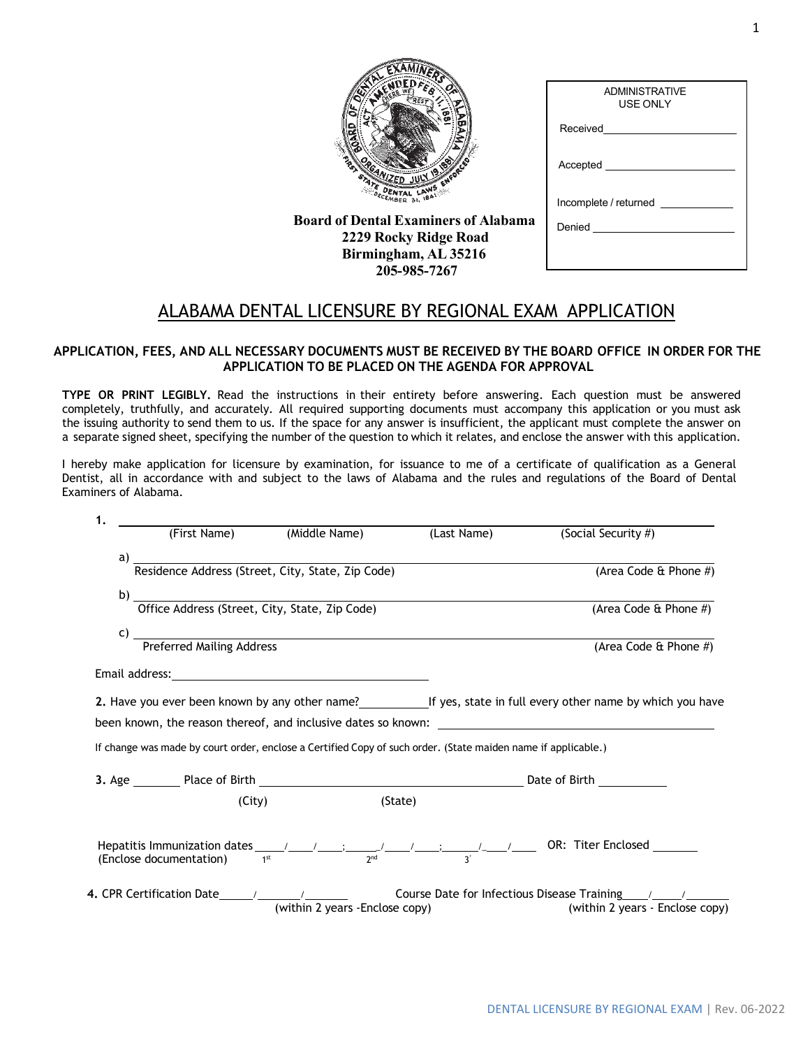**Board of Dental Examiners of Alabama**
**2229 Rocky Ridge Road**
**Birmingham, AL 35216**
**205-985-7267**

| ADMINISTRATIVE USE ONLY |
|---|
| Received ____________________ |
| Accepted ____________________ |
| Incomplete / returned __________ |
| Denied ____________________ |

# ALABAMA DENTAL LICENSURE BY REGIONAL EXAM APPLICATION

**APPLICATION, FEES, AND ALL NECESSARY DOCUMENTS MUST BE RECEIVED BY THE BOARD OFFICE IN ORDER FOR THE APPLICATION TO BE PLACED ON THE AGENDA FOR APPROVAL**

**TYPE OR PRINT LEGIBLY.** Read the instructions in their entirety before answering. Each question must be answered completely, truthfully, and accurately. All required supporting documents must accompany this application or you must ask the issuing authority to send them to us. If the space for any answer is insufficient, the applicant must complete the answer on a separate signed sheet, specifying the number of the question to which it relates, and enclose the answer with this application.

I hereby make application for licensure by examination, for issuance to me of a certificate of qualification as a General Dentist, all in accordance with and subject to the laws of Alabama and the rules and regulations of the Board of Dental Examiners of Alabama.

**1.** ______________________________________________________________
(First Name) (Middle Name) (Last Name) (Social Security #)

a) ______________________________________________________________
Residence Address (Street, City, State, Zip Code) (Area Code & Phone #)

b) ______________________________________________________________
Office Address (Street, City, State, Zip Code) (Area Code & Phone #)

c) ______________________________________________________________
Preferred Mailing Address (Area Code & Phone #)

Email address: ______________________________

**2.** Have you ever been known by any other name? __________ If yes, state in full every other name by which you have been known, the reason thereof, and inclusive dates so known: ______________________________

If change was made by court order, enclose a Certified Copy of such order. (State maiden name if applicable.)

**3.** Age ______ Place of Birth ______________________________ Date of Birth __________
(City) (State)

Hepatitis Immunization dates ____/____/____; ____/____/____; ____/____/____ OR: Titer Enclosed ______
(Enclose documentation) 1st 2nd 3rd

**4.** CPR Certification Date _____/_______/_______ (within 2 years - Enclose copy)    Course Date for Infectious Disease Training ____/____/_______ (within 2 years - Enclose copy)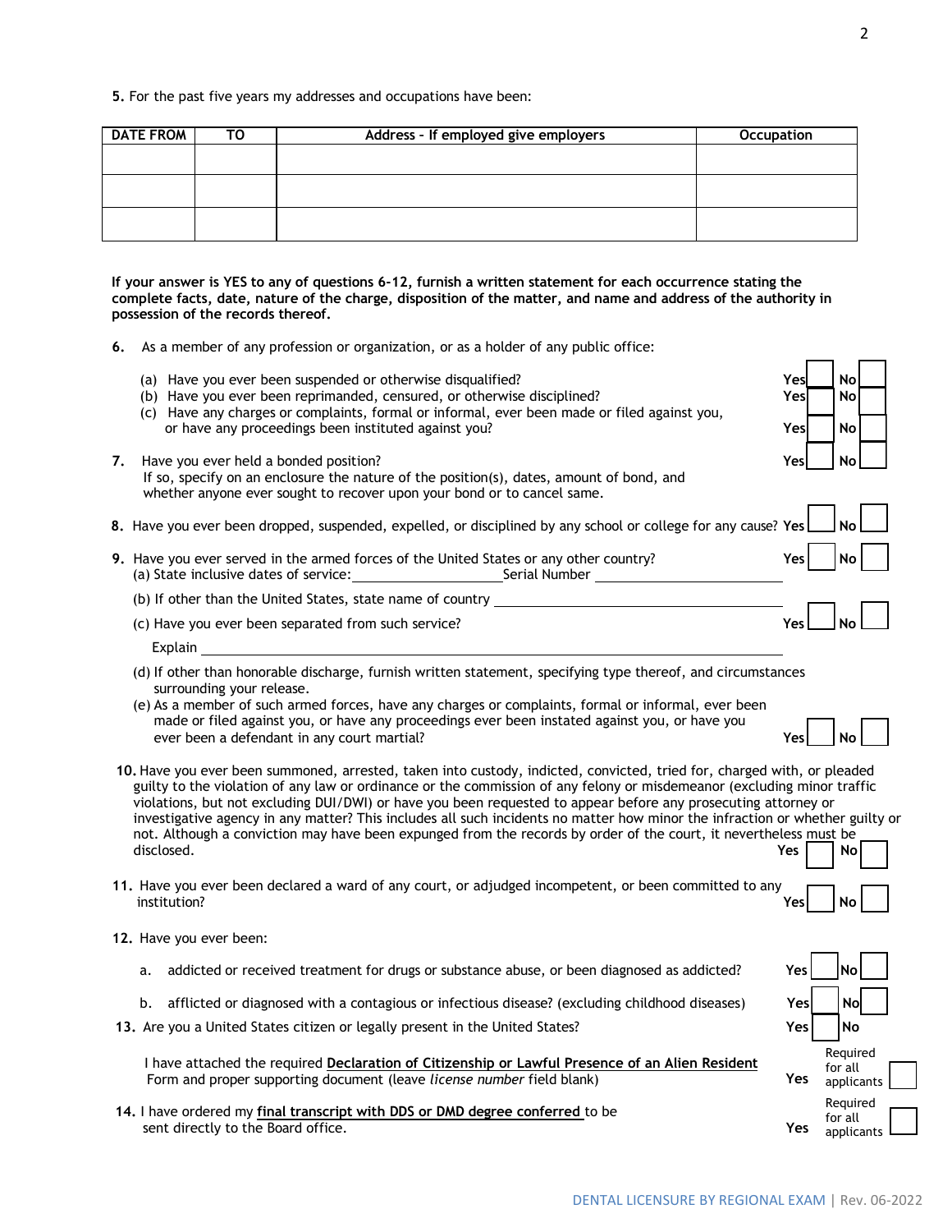5. For the past five years my addresses and occupations have been:

| DATE FROM | TO | Address - If employed give employers | Occupation |
|---|---|---|---|
| | | | |
| | | | |
| | | | |

**If your answer is YES to any of questions 6-12, furnish a written statement for each occurrence stating the complete facts, date, nature of the charge, disposition of the matter, and name and address of the authority in possession of the records thereof.**

**6.** As a member of any profession or organization, or as a holder of any public office:

(a) Have you ever been suspended or otherwise disqualified? Yes ☐ No ☐

(b) Have you ever been reprimanded, censured, or otherwise disciplined? Yes ☐ No ☐

(c) Have any charges or complaints, formal or informal, ever been made or filed against you, or have any proceedings been instituted against you? Yes ☐ No ☐

**7.** Have you ever held a bonded position? Yes ☐ No ☐
If so, specify on an enclosure the nature of the position(s), dates, amount of bond, and whether anyone ever sought to recover upon your bond or to cancel same.

**8.** Have you ever been dropped, suspended, expelled, or disciplined by any school or college for any cause? Yes ☐ No ☐

**9.** Have you ever served in the armed forces of the United States or any other country? Yes ☐ No ☐

(a) State inclusive dates of service: ____________________ Serial Number ____________________

(b) If other than the United States, state name of country ____________________

(c) Have you ever been separated from such service? Yes ☐ No ☐
Explain ____________________

(d) If other than honorable discharge, furnish written statement, specifying type thereof, and circumstances surrounding your release.

(e) As a member of such armed forces, have any charges or complaints, formal or informal, ever been made or filed against you, or have any proceedings ever been instated against you, or have you ever been a defendant in any court martial? Yes ☐ No ☐

**10.** Have you ever been summoned, arrested, taken into custody, indicted, convicted, tried for, charged with, or pleaded guilty to the violation of any law or ordinance or the commission of any felony or misdemeanor (excluding minor traffic violations, but not excluding DUI/DWI) or have you been requested to appear before any prosecuting attorney or investigative agency in any matter? This includes all such incidents no matter how minor the infraction or whether guilty or not. Although a conviction may have been expunged from the records by order of the court, it nevertheless must be disclosed. Yes ☐ No ☐

**11.** Have you ever been declared a ward of any court, or adjudged incompetent, or been committed to any institution? Yes ☐ No ☐

**12.** Have you ever been:

a. addicted or received treatment for drugs or substance abuse, or been diagnosed as addicted? Yes ☐ No ☐

b. afflicted or diagnosed with a contagious or infectious disease? (excluding childhood diseases) Yes ☐ No ☐

**13.** Are you a United States citizen or legally present in the United States? Yes ☐ No ☐

I have attached the required <u>**Declaration of Citizenship or Lawful Presence of an Alien Resident**</u> Form and proper supporting document (leave *license number* field blank) Yes ☐ Required for all applicants

**14.** I have ordered my <u>**final transcript with DDS or DMD degree conferred**</u> to be sent directly to the Board office. Yes ☐ Required for all applicants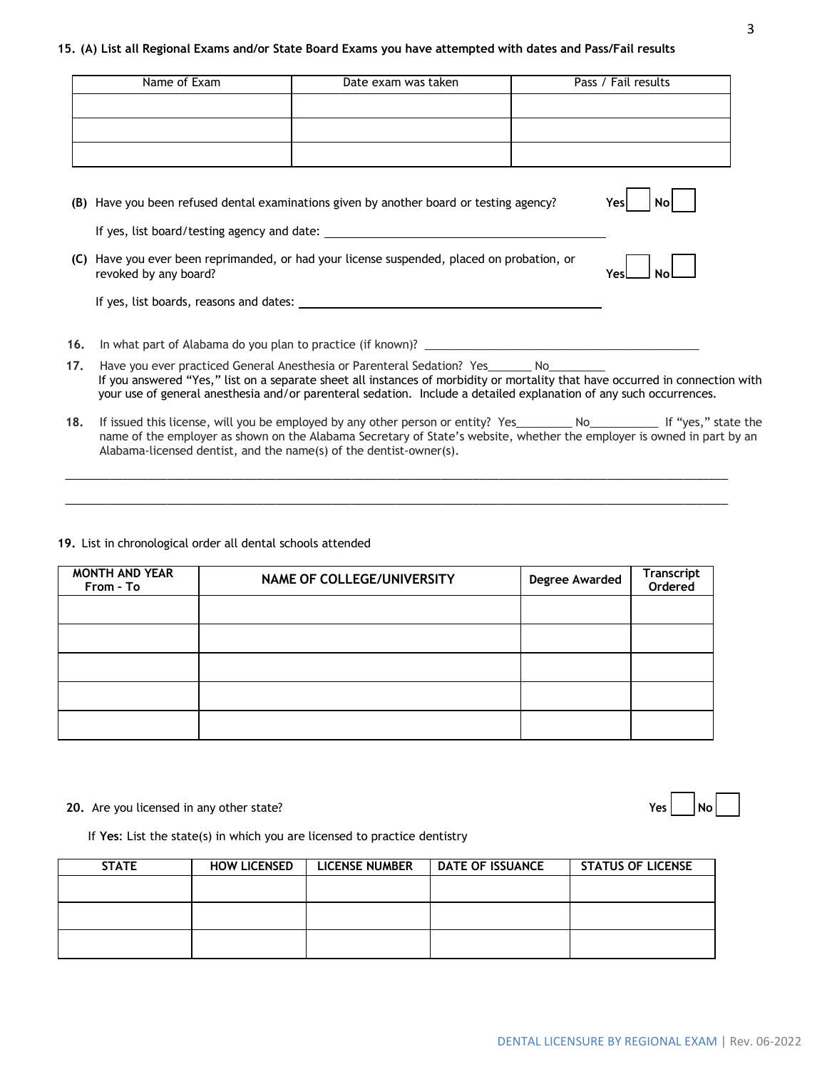**15. (A) List all Regional Exams and/or State Board Exams you have attempted with dates and Pass/Fail results**

| Name of Exam | Date exam was taken | Pass / Fail results |
|---|---|---|
| | | |
| | | |
| | | |

**(B)** Have you been refused dental examinations given by another board or testing agency? Yes ☐ No ☐

If yes, list board/testing agency and date: ____________________________________________

**(C)** Have you ever been reprimanded, or had your license suspended, placed on probation, or revoked by any board? Yes ☐ No ☐

If yes, list boards, reasons and dates: ____________________________________________

**16.** In what part of Alabama do you plan to practice (if known)? ____________________________________________

**17.** Have you ever practiced General Anesthesia or Parenteral Sedation? Yes_______ No_________
If you answered "Yes," list on a separate sheet all instances of morbidity or mortality that have occurred in connection with your use of general anesthesia and/or parenteral sedation. Include a detailed explanation of any such occurrences.

**18.** If issued this license, will you be employed by any other person or entity? Yes_________ No___________ If "yes," state the name of the employer as shown on the Alabama Secretary of State's website, whether the employer is owned in part by an Alabama-licensed dentist, and the name(s) of the dentist-owner(s).

______________________________________________________________________________________________

______________________________________________________________________________________________

**19.** List in chronological order all dental schools attended

| MONTH AND YEAR From - To | NAME OF COLLEGE/UNIVERSITY | Degree Awarded | Transcript Ordered |
|---|---|---|---|
| | | | |
| | | | |
| | | | |
| | | | |
| | | | |

**20.** Are you licensed in any other state? Yes ☐ No ☐

If **Yes**: List the state(s) in which you are licensed to practice dentistry

| STATE | HOW LICENSED | LICENSE NUMBER | DATE OF ISSUANCE | STATUS OF LICENSE |
|---|---|---|---|---|
| | | | | |
| | | | | |
| | | | | |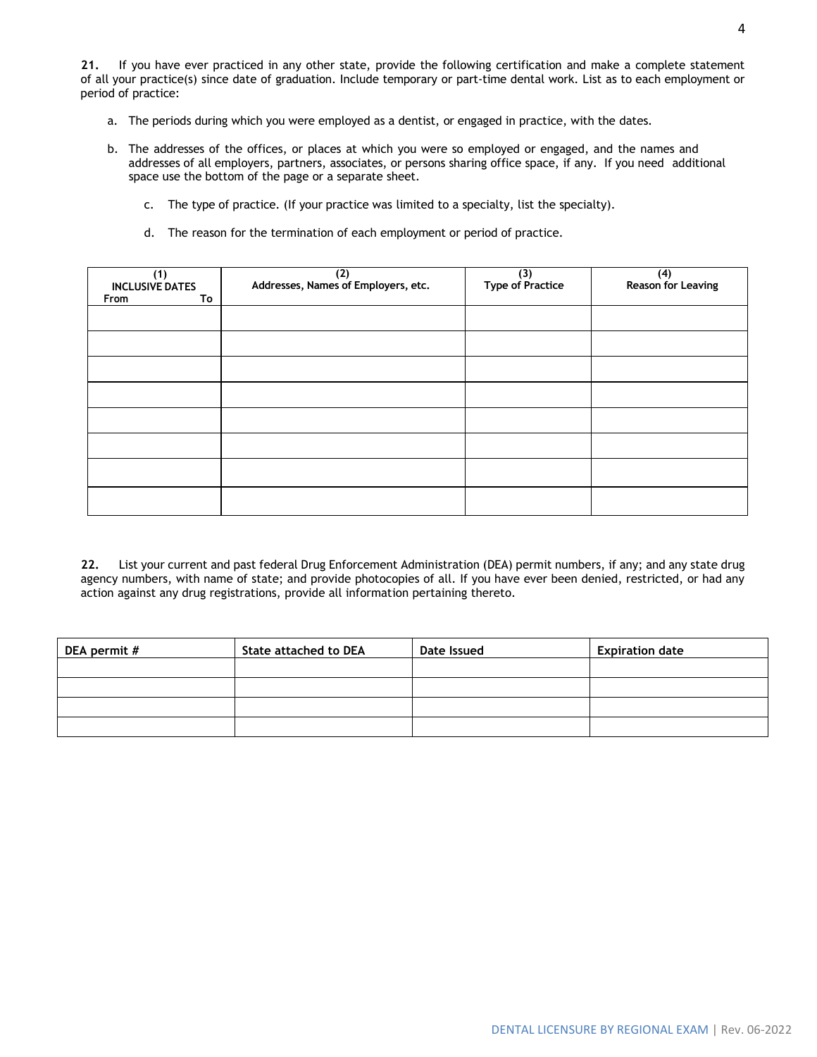**21.** If you have ever practiced in any other state, provide the following certification and make a complete statement of all your practice(s) since date of graduation. Include temporary or part-time dental work. List as to each employment or period of practice:

a. The periods during which you were employed as a dentist, or engaged in practice, with the dates.

b. The addresses of the offices, or places at which you were so employed or engaged, and the names and addresses of all employers, partners, associates, or persons sharing office space, if any. If you need additional space use the bottom of the page or a separate sheet.

c. The type of practice. (If your practice was limited to a specialty, list the specialty).

d. The reason for the termination of each employment or period of practice.

| (1) INCLUSIVE DATES From To | (2) Addresses, Names of Employers, etc. | (3) Type of Practice | (4) Reason for Leaving |
|---|---|---|---|
| | | | |
| | | | |
| | | | |
| | | | |
| | | | |
| | | | |
| | | | |
| | | | |

**22.** List your current and past federal Drug Enforcement Administration (DEA) permit numbers, if any; and any state drug agency numbers, with name of state; and provide photocopies of all. If you have ever been denied, restricted, or had any action against any drug registrations, provide all information pertaining thereto.

| DEA permit # | State attached to DEA | Date Issued | Expiration date |
|---|---|---|---|
| | | | |
| | | | |
| | | | |
| | | | |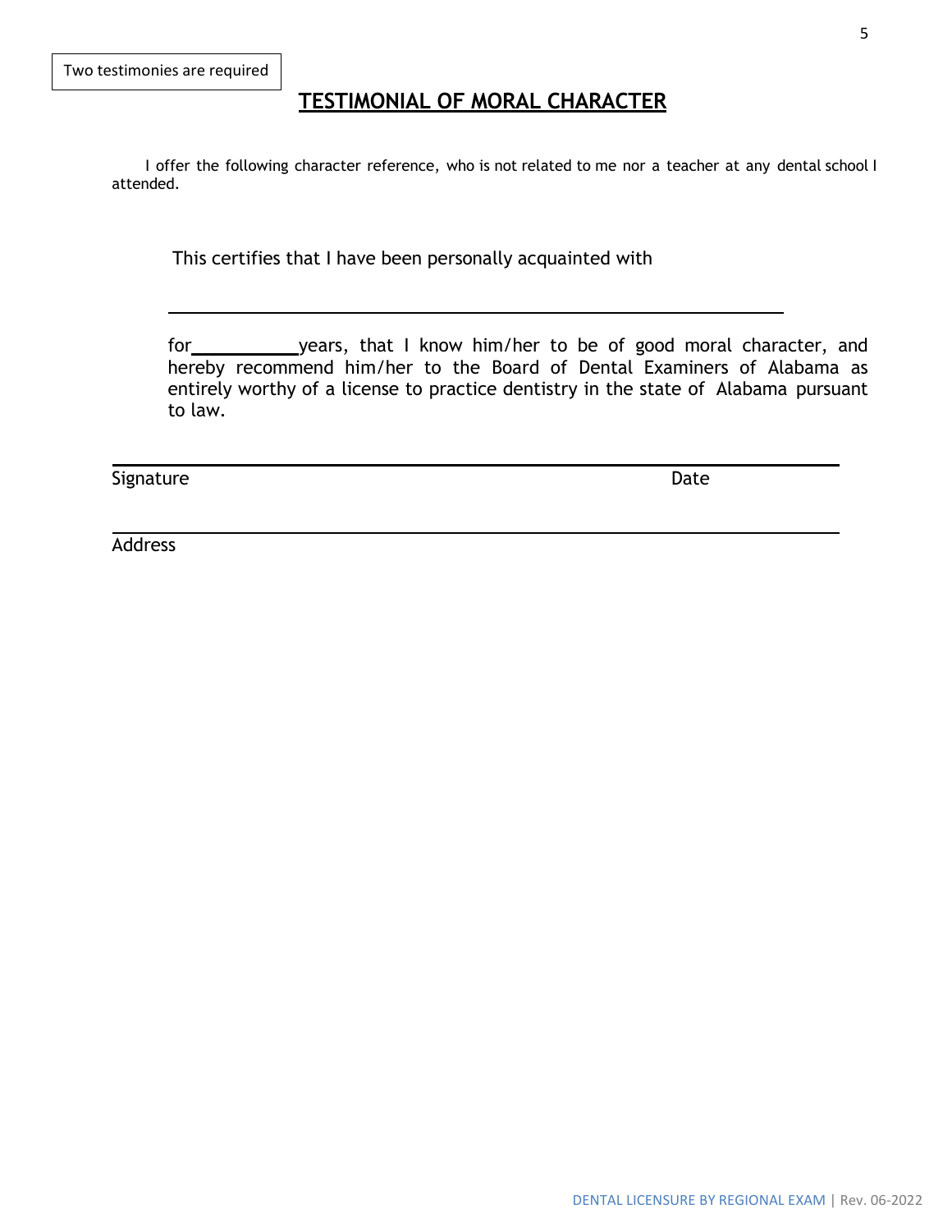Two testimonies are required

# TESTIMONIAL OF MORAL CHARACTER

I offer the following character reference, who is not related to me nor a teacher at any dental school I attended.

This certifies that I have been personally acquainted with

______________________________________________________________

for__________years, that I know him/her to be of good moral character, and hereby recommend him/her to the Board of Dental Examiners of Alabama as entirely worthy of a license to practice dentistry in the state of Alabama pursuant to law.

______________________________________________________________

Signature                                                                                                Date

______________________________________________________________

Address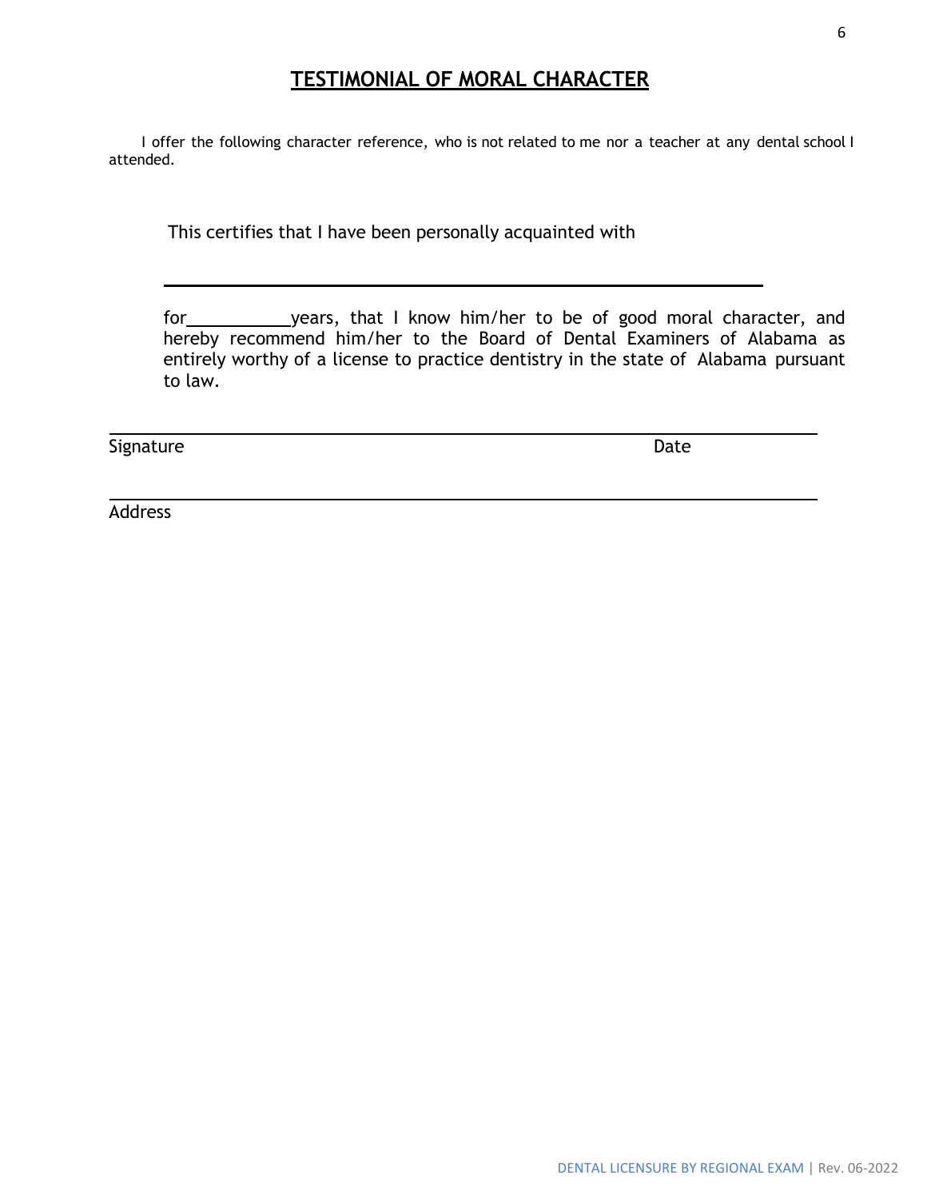# TESTIMONIAL OF MORAL CHARACTER

I offer the following character reference, who is not related to me nor a teacher at any dental school I attended.

This certifies that I have been personally acquainted with

\_\_\_\_\_\_\_\_\_\_\_\_\_\_\_\_\_\_\_\_\_\_\_\_\_\_\_\_\_\_\_\_\_\_\_\_\_\_\_\_\_\_\_\_\_\_\_\_

for\_\_\_\_\_\_\_\_\_\_\_years, that I know him/her to be of good moral character, and hereby recommend him/her to the Board of Dental Examiners of Alabama as entirely worthy of a license to practice dentistry in the state of Alabama pursuant to law.

\_\_\_\_\_\_\_\_\_\_\_\_\_\_\_\_\_\_\_\_\_\_\_\_\_\_\_\_\_\_\_\_\_\_\_\_\_\_\_\_\_\_\_\_\_\_\_\_\_\_\_\_\_\_\_\_\_\_\_\_

Signature                                                                                    Date

\_\_\_\_\_\_\_\_\_\_\_\_\_\_\_\_\_\_\_\_\_\_\_\_\_\_\_\_\_\_\_\_\_\_\_\_\_\_\_\_\_\_\_\_\_\_\_\_\_\_\_\_\_\_\_\_\_\_\_\_

Address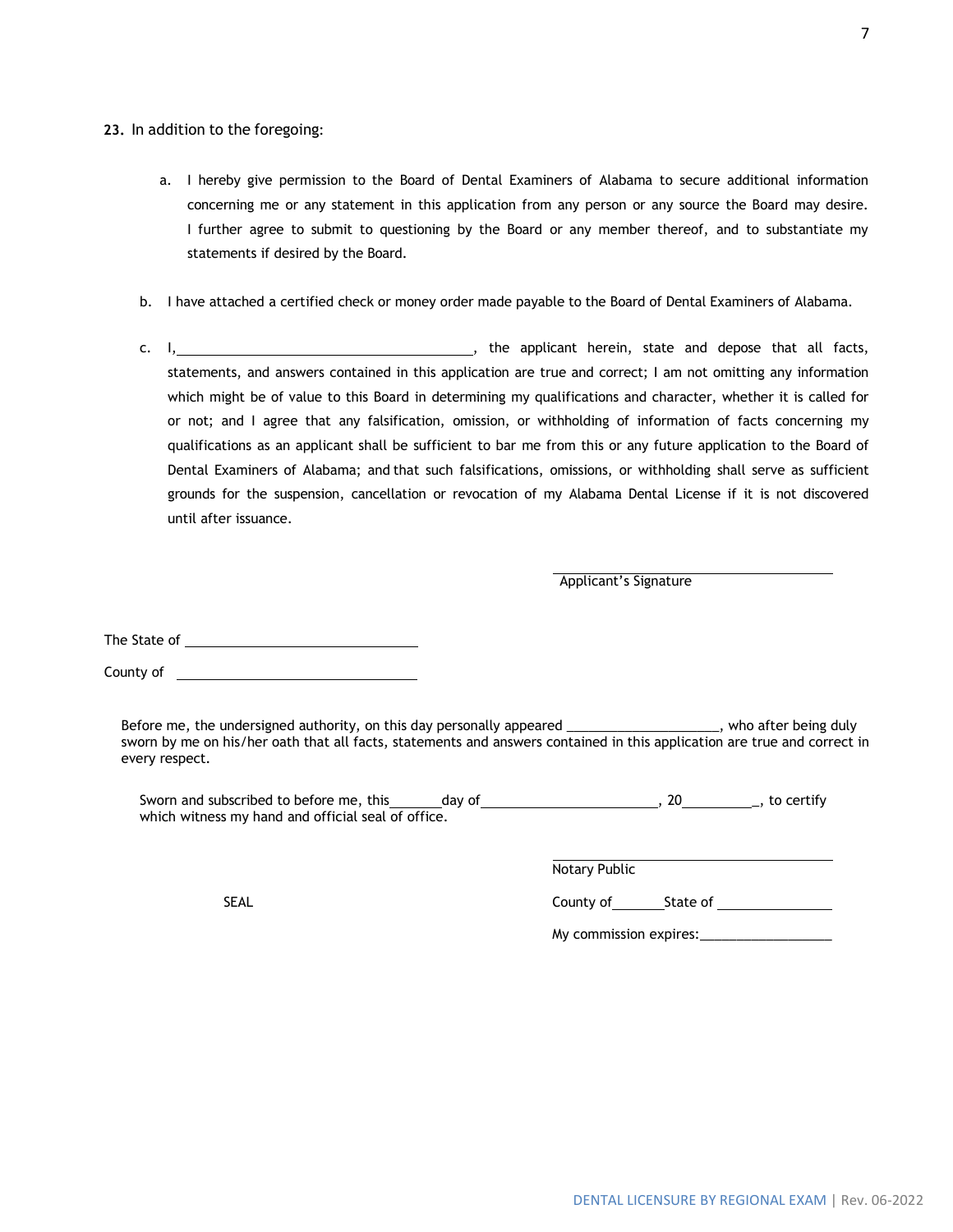**23.** In addition to the foregoing:

a. I hereby give permission to the Board of Dental Examiners of Alabama to secure additional information concerning me or any statement in this application from any person or any source the Board may desire. I further agree to submit to questioning by the Board or any member thereof, and to substantiate my statements if desired by the Board.

b. I have attached a certified check or money order made payable to the Board of Dental Examiners of Alabama.

c. I,__________________________________________, the applicant herein, state and depose that all facts, statements, and answers contained in this application are true and correct; I am not omitting any information which might be of value to this Board in determining my qualifications and character, whether it is called for or not; and I agree that any falsification, omission, or withholding of information of facts concerning my qualifications as an applicant shall be sufficient to bar me from this or any future application to the Board of Dental Examiners of Alabama; and that such falsifications, omissions, or withholding shall serve as sufficient grounds for the suspension, cancellation or revocation of my Alabama Dental License if it is not discovered until after issuance.

________________________________________
Applicant's Signature

The State of ________________________________

County of ________________________________

Before me, the undersigned authority, on this day personally appeared ____________________, who after being duly sworn by me on his/her oath that all facts, statements and answers contained in this application are true and correct in every respect.

Sworn and subscribed to before me, this_______day of________________________, 20__________, to certify which witness my hand and official seal of office.

________________________________________
Notary Public

SEAL

County of_______State of ________________

My commission expires:__________________